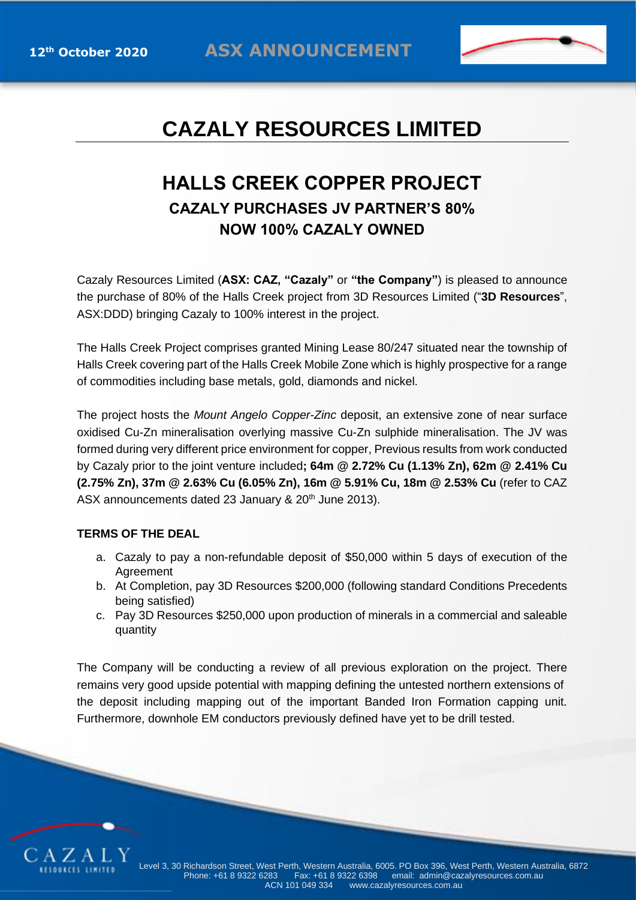12th October 2020 **ASX ANNOUNCEMENT**

# CAZALY RESOURCES LIMITED

## HALLS CREEK COPPER PROJECT

### CAZALY PURCHASES JV PARTNER'S 80%
### NOW 100% CAZALY OWNED

Cazaly Resources Limited (**ASX: CAZ, "Cazaly"** or **"the Company"**) is pleased to announce the purchase of 80% of the Halls Creek project from 3D Resources Limited ("**3D Resources**", ASX:DDD) bringing Cazaly to 100% interest in the project.

The Halls Creek Project comprises granted Mining Lease 80/247 situated near the township of Halls Creek covering part of the Halls Creek Mobile Zone which is highly prospective for a range of commodities including base metals, gold, diamonds and nickel.

The project hosts the *Mount Angelo Copper-Zinc* deposit, an extensive zone of near surface oxidised Cu-Zn mineralisation overlying massive Cu-Zn sulphide mineralisation. The JV was formed during very different price environment for copper, Previous results from work conducted by Cazaly prior to the joint venture included**; 64m @ 2.72% Cu (1.13% Zn), 62m @ 2.41% Cu (2.75% Zn), 37m @ 2.63% Cu (6.05% Zn), 16m @ 5.91% Cu, 18m @ 2.53% Cu** (refer to CAZ ASX announcements dated 23 January & 20th June 2013).

**TERMS OF THE DEAL**

a. Cazaly to pay a non-refundable deposit of $50,000 within 5 days of execution of the Agreement
b. At Completion, pay 3D Resources $200,000 (following standard Conditions Precedents being satisfied)
c. Pay 3D Resources $250,000 upon production of minerals in a commercial and saleable quantity

The Company will be conducting a review of all previous exploration on the project. There remains very good upside potential with mapping defining the untested northern extensions of the deposit including mapping out of the important Banded Iron Formation capping unit. Furthermore, downhole EM conductors previously defined have yet to be drill tested.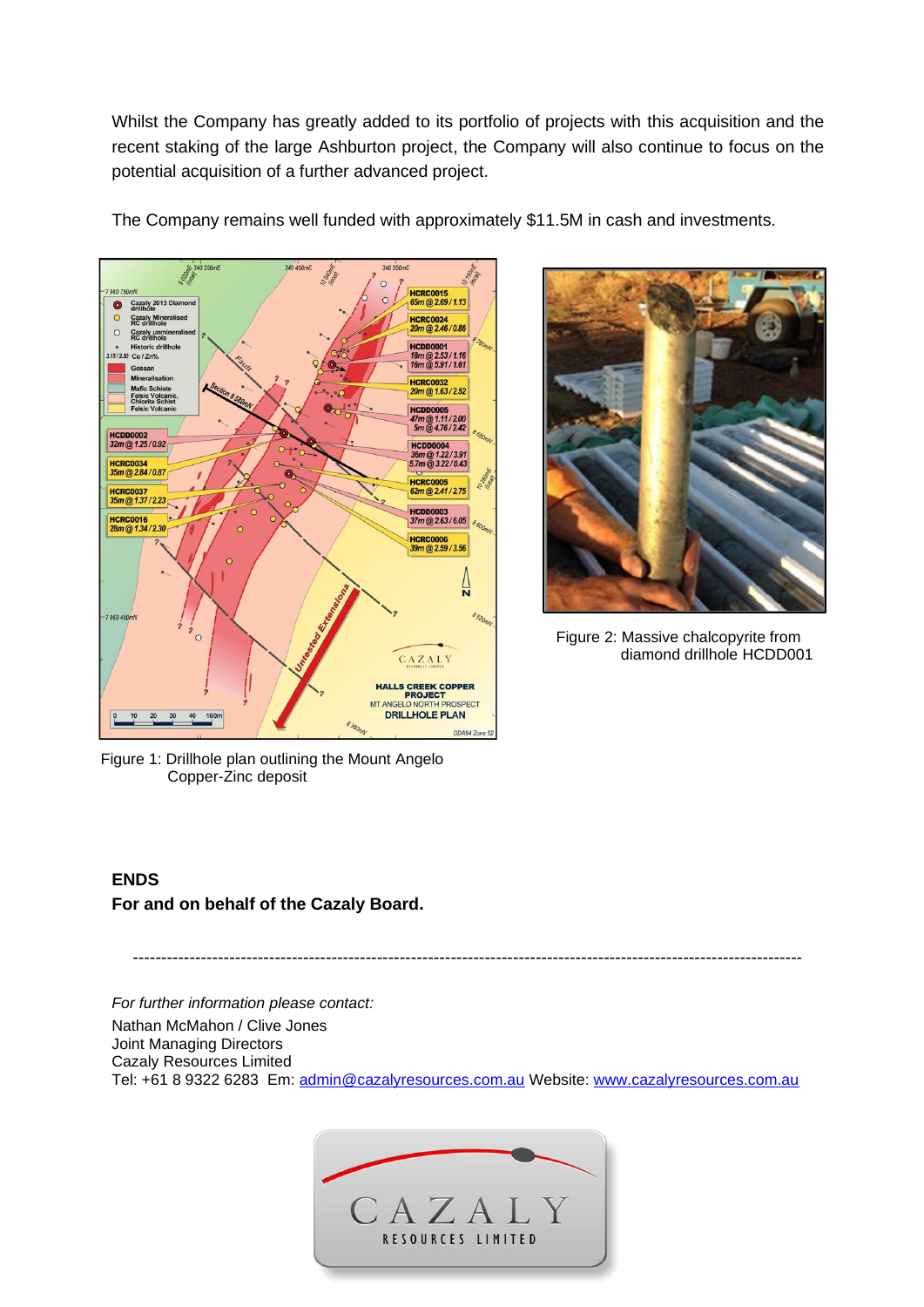Whilst the Company has greatly added to its portfolio of projects with this acquisition and the recent staking of the large Ashburton project, the Company will also continue to focus on the potential acquisition of a further advanced project.

The Company remains well funded with approximately $11.5M in cash and investments.

Figure 1: Drillhole plan outlining the Mount Angelo Copper-Zinc deposit

Figure 2: Massive chalcopyrite from diamond drillhole HCDD001

**ENDS**

**For and on behalf of the Cazaly Board.**

---

*For further information please contact:*

Nathan McMahon / Clive Jones
Joint Managing Directors
Cazaly Resources Limited
Tel: +61 8 9322 6283 Em: admin@cazalyresources.com.au Website: www.cazalyresources.com.au